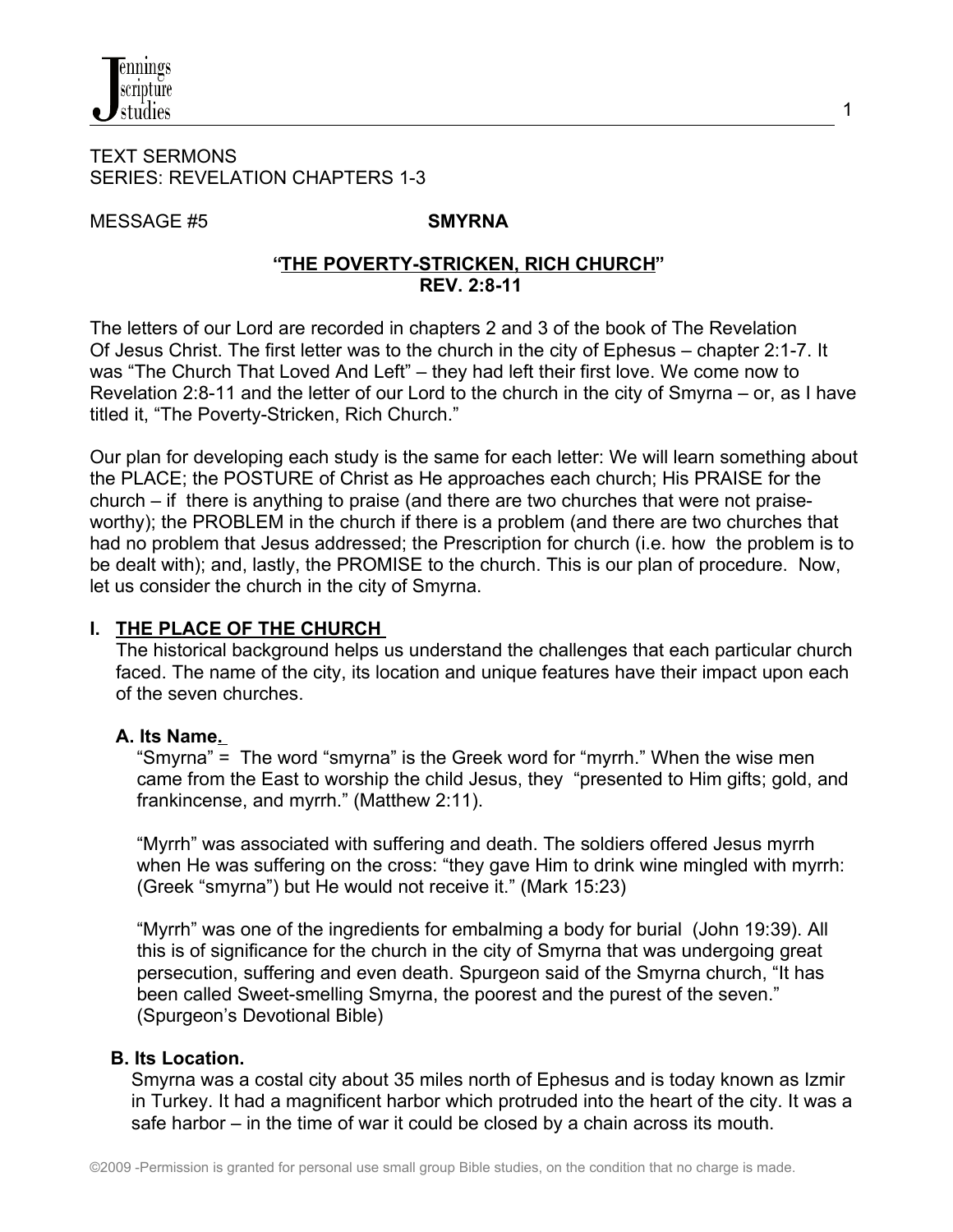TEXT SERMONS
SERIES: REVELATION CHAPTERS 1-3

MESSAGE #5 **SMYRNA**

## **"THE POVERTY-STRICKEN, RICH CHURCH"**
## **REV. 2:8-11**

The letters of our Lord are recorded in chapters 2 and 3 of the book of The Revelation Of Jesus Christ. The first letter was to the church in the city of Ephesus – chapter 2:1-7. It was "The Church That Loved And Left" – they had left their first love. We come now to Revelation 2:8-11 and the letter of our Lord to the church in the city of Smyrna – or, as I have titled it, "The Poverty-Stricken, Rich Church."

Our plan for developing each study is the same for each letter: We will learn something about the PLACE; the POSTURE of Christ as He approaches each church; His PRAISE for the church – if there is anything to praise (and there are two churches that were not praise-worthy); the PROBLEM in the church if there is a problem (and there are two churches that had no problem that Jesus addressed; the Prescription for church (i.e. how the problem is to be dealt with); and, lastly, the PROMISE to the church. This is our plan of procedure. Now, let us consider the church in the city of Smyrna.

### **I. THE PLACE OF THE CHURCH**

The historical background helps us understand the challenges that each particular church faced. The name of the city, its location and unique features have their impact upon each of the seven churches.

#### **A. Its Name.**

"Smyrna" = The word "smyrna" is the Greek word for "myrrh." When the wise men came from the East to worship the child Jesus, they "presented to Him gifts; gold, and frankincense, and myrrh." (Matthew 2:11).

"Myrrh" was associated with suffering and death. The soldiers offered Jesus myrrh when He was suffering on the cross: "they gave Him to drink wine mingled with myrrh: (Greek "smyrna") but He would not receive it." (Mark 15:23)

"Myrrh" was one of the ingredients for embalming a body for burial (John 19:39). All this is of significance for the church in the city of Smyrna that was undergoing great persecution, suffering and even death. Spurgeon said of the Smyrna church, "It has been called Sweet-smelling Smyrna, the poorest and the purest of the seven." (Spurgeon's Devotional Bible)

#### **B. Its Location.**

Smyrna was a costal city about 35 miles north of Ephesus and is today known as Izmir in Turkey. It had a magnificent harbor which protruded into the heart of the city. It was a safe harbor – in the time of war it could be closed by a chain across its mouth.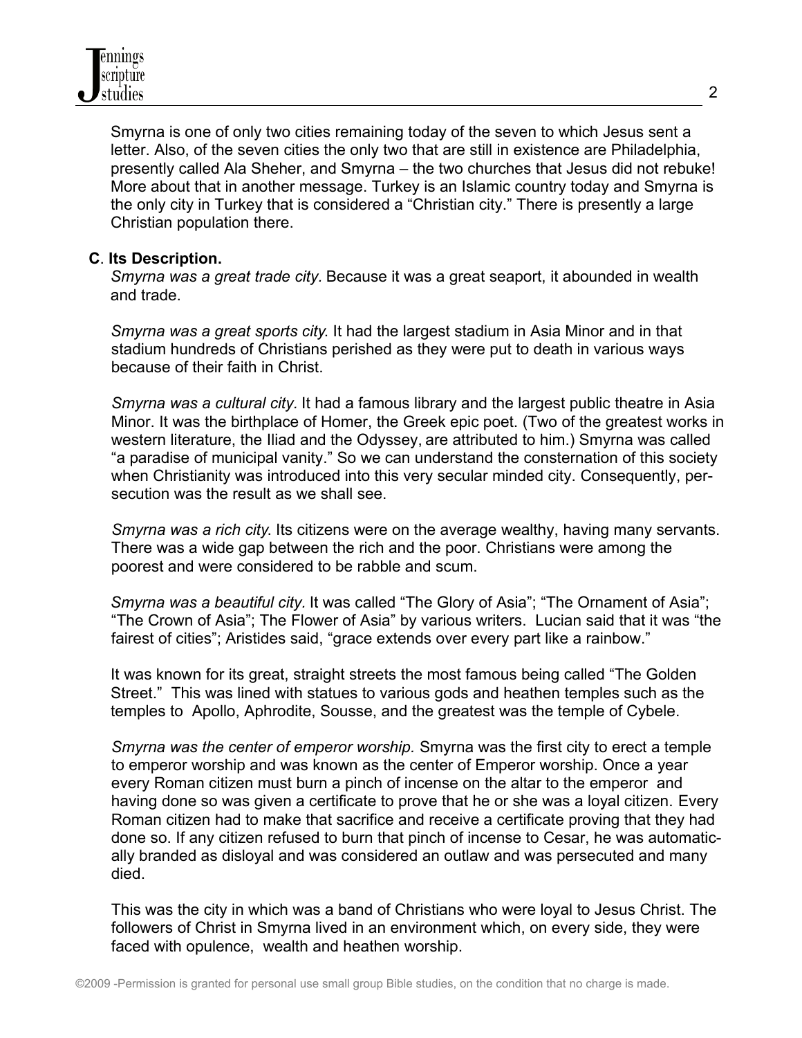Smyrna is one of only two cities remaining today of the seven to which Jesus sent a letter. Also, of the seven cities the only two that are still in existence are Philadelphia, presently called Ala Sheher, and Smyrna – the two churches that Jesus did not rebuke! More about that in another message. Turkey is an Islamic country today and Smyrna is the only city in Turkey that is considered a "Christian city." There is presently a large Christian population there.

**C. Its Description.**

*Smyrna was a great trade city*. Because it was a great seaport, it abounded in wealth and trade.

*Smyrna was a great sports city*. It had the largest stadium in Asia Minor and in that stadium hundreds of Christians perished as they were put to death in various ways because of their faith in Christ.

*Smyrna was a cultural city*. It had a famous library and the largest public theatre in Asia Minor. It was the birthplace of Homer, the Greek epic poet. (Two of the greatest works in western literature, the Iliad and the Odyssey, are attributed to him.) Smyrna was called "a paradise of municipal vanity." So we can understand the consternation of this society when Christianity was introduced into this very secular minded city. Consequently, persecution was the result as we shall see.

*Smyrna was a rich city*. Its citizens were on the average wealthy, having many servants. There was a wide gap between the rich and the poor. Christians were among the poorest and were considered to be rabble and scum.

*Smyrna was a beautiful city*. It was called "The Glory of Asia"; "The Ornament of Asia"; "The Crown of Asia"; The Flower of Asia" by various writers. Lucian said that it was "the fairest of cities"; Aristides said, "grace extends over every part like a rainbow."

It was known for its great, straight streets the most famous being called "The Golden Street." This was lined with statues to various gods and heathen temples such as the temples to Apollo, Aphrodite, Sousse, and the greatest was the temple of Cybele.

*Smyrna was the center of emperor worship.* Smyrna was the first city to erect a temple to emperor worship and was known as the center of Emperor worship. Once a year every Roman citizen must burn a pinch of incense on the altar to the emperor and having done so was given a certificate to prove that he or she was a loyal citizen. Every Roman citizen had to make that sacrifice and receive a certificate proving that they had done so. If any citizen refused to burn that pinch of incense to Cesar, he was automatically branded as disloyal and was considered an outlaw and was persecuted and many died.

This was the city in which was a band of Christians who were loyal to Jesus Christ. The followers of Christ in Smyrna lived in an environment which, on every side, they were faced with opulence, wealth and heathen worship.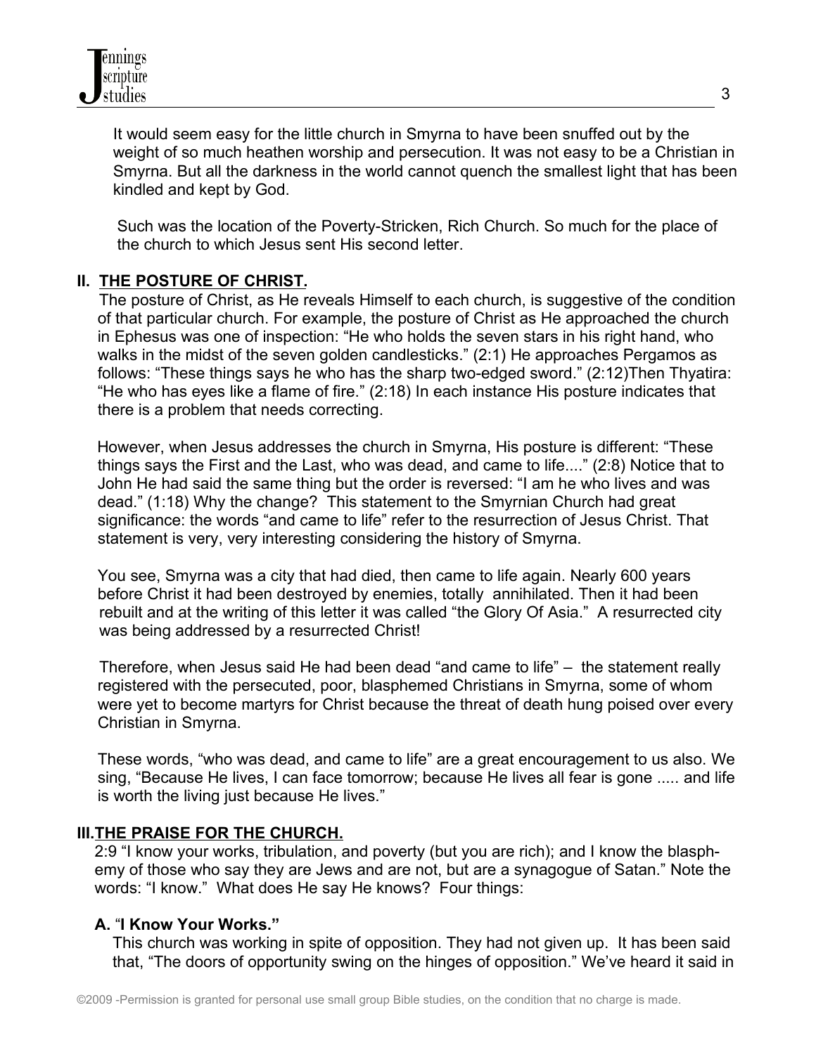It would seem easy for the little church in Smyrna to have been snuffed out by the weight of so much heathen worship and persecution. It was not easy to be a Christian in Smyrna. But all the darkness in the world cannot quench the smallest light that has been kindled and kept by God.

Such was the location of the Poverty-Stricken, Rich Church. So much for the place of the church to which Jesus sent His second letter.

## II. THE POSTURE OF CHRIST.

The posture of Christ, as He reveals Himself to each church, is suggestive of the condition of that particular church. For example, the posture of Christ as He approached the church in Ephesus was one of inspection: "He who holds the seven stars in his right hand, who walks in the midst of the seven golden candlesticks." (2:1) He approaches Pergamos as follows: "These things says he who has the sharp two-edged sword." (2:12)Then Thyatira: "He who has eyes like a flame of fire." (2:18) In each instance His posture indicates that there is a problem that needs correcting.

However, when Jesus addresses the church in Smyrna, His posture is different: "These things says the First and the Last, who was dead, and came to life...." (2:8) Notice that to John He had said the same thing but the order is reversed: "I am he who lives and was dead." (1:18) Why the change? This statement to the Smyrnian Church had great significance: the words "and came to life" refer to the resurrection of Jesus Christ. That statement is very, very interesting considering the history of Smyrna.

You see, Smyrna was a city that had died, then came to life again. Nearly 600 years before Christ it had been destroyed by enemies, totally annihilated. Then it had been rebuilt and at the writing of this letter it was called "the Glory Of Asia." A resurrected city was being addressed by a resurrected Christ!

Therefore, when Jesus said He had been dead "and came to life" – the statement really registered with the persecuted, poor, blasphemed Christians in Smyrna, some of whom were yet to become martyrs for Christ because the threat of death hung poised over every Christian in Smyrna.

These words, "who was dead, and came to life" are a great encouragement to us also. We sing, "Because He lives, I can face tomorrow; because He lives all fear is gone ..... and life is worth the living just because He lives."

## III. THE PRAISE FOR THE CHURCH.

2:9 "I know your works, tribulation, and poverty (but you are rich); and I know the blasphemy of those who say they are Jews and are not, but are a synagogue of Satan." Note the words: "I know." What does He say He knows? Four things:

### A. "I Know Your Works."

This church was working in spite of opposition. They had not given up. It has been said that, "The doors of opportunity swing on the hinges of opposition." We've heard it said in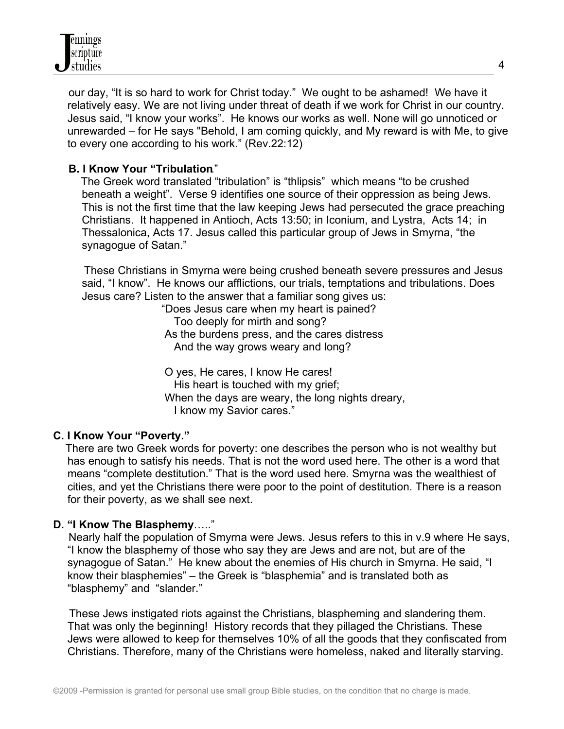our day, "It is so hard to work for Christ today." We ought to be ashamed! We have it relatively easy. We are not living under threat of death if we work for Christ in our country. Jesus said, "I know your works". He knows our works as well. None will go unnoticed or unrewarded – for He says "Behold, I am coming quickly, and My reward is with Me, to give to every one according to his work." (Rev.22:12)

**B. I Know Your "Tribulation."**

The Greek word translated "tribulation" is "thlipsis" which means "to be crushed beneath a weight". Verse 9 identifies one source of their oppression as being Jews. This is not the first time that the law keeping Jews had persecuted the grace preaching Christians. It happened in Antioch, Acts 13:50; in Iconium, and Lystra, Acts 14; in Thessalonica, Acts 17. Jesus called this particular group of Jews in Smyrna, "the synagogue of Satan."

These Christians in Smyrna were being crushed beneath severe pressures and Jesus said, "I know". He knows our afflictions, our trials, temptations and tribulations. Does Jesus care? Listen to the answer that a familiar song gives us:

"Does Jesus care when my heart is pained?
Too deeply for mirth and song?
As the burdens press, and the cares distress
And the way grows weary and long?

O yes, He cares, I know He cares!
His heart is touched with my grief;
When the days are weary, the long nights dreary,
I know my Savior cares."

**C. I Know Your "Poverty."**

There are two Greek words for poverty: one describes the person who is not wealthy but has enough to satisfy his needs. That is not the word used here. The other is a word that means "complete destitution." That is the word used here. Smyrna was the wealthiest of cities, and yet the Christians there were poor to the point of destitution. There is a reason for their poverty, as we shall see next.

**D. "I Know The Blasphemy….."**

Nearly half the population of Smyrna were Jews. Jesus refers to this in v.9 where He says, "I know the blasphemy of those who say they are Jews and are not, but are of the synagogue of Satan." He knew about the enemies of His church in Smyrna. He said, "I know their blasphemies" – the Greek is "blasphemia" and is translated both as "blasphemy" and "slander."

These Jews instigated riots against the Christians, blaspheming and slandering them. That was only the beginning! History records that they pillaged the Christians. These Jews were allowed to keep for themselves 10% of all the goods that they confiscated from Christians. Therefore, many of the Christians were homeless, naked and literally starving.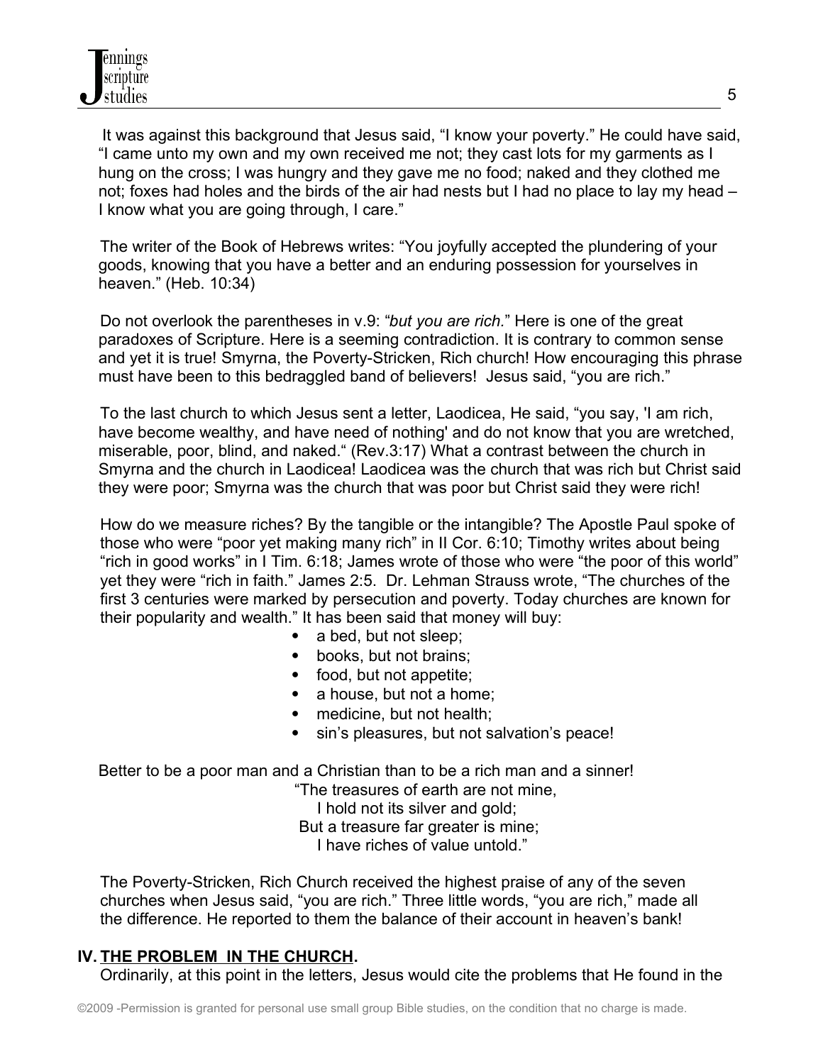It was against this background that Jesus said, "I know your poverty." He could have said, "I came unto my own and my own received me not; they cast lots for my garments as I hung on the cross; I was hungry and they gave me no food; naked and they clothed me not; foxes had holes and the birds of the air had nests but I had no place to lay my head – I know what you are going through, I care."

The writer of the Book of Hebrews writes: "You joyfully accepted the plundering of your goods, knowing that you have a better and an enduring possession for yourselves in heaven." (Heb. 10:34)

Do not overlook the parentheses in v.9: "*but you are rich.*" Here is one of the great paradoxes of Scripture. Here is a seeming contradiction. It is contrary to common sense and yet it is true! Smyrna, the Poverty-Stricken, Rich church! How encouraging this phrase must have been to this bedraggled band of believers! Jesus said, "you are rich."

To the last church to which Jesus sent a letter, Laodicea, He said, "you say, 'I am rich, have become wealthy, and have need of nothing' and do not know that you are wretched, miserable, poor, blind, and naked." (Rev.3:17) What a contrast between the church in Smyrna and the church in Laodicea! Laodicea was the church that was rich but Christ said they were poor; Smyrna was the church that was poor but Christ said they were rich!

How do we measure riches? By the tangible or the intangible? The Apostle Paul spoke of those who were "poor yet making many rich" in II Cor. 6:10; Timothy writes about being "rich in good works" in I Tim. 6:18; James wrote of those who were "the poor of this world" yet they were "rich in faith." James 2:5. Dr. Lehman Strauss wrote, "The churches of the first 3 centuries were marked by persecution and poverty. Today churches are known for their popularity and wealth." It has been said that money will buy:

- a bed, but not sleep;
- books, but not brains;
- food, but not appetite;
- a house, but not a home;
- medicine, but not health;
- sin's pleasures, but not salvation's peace!

Better to be a poor man and a Christian than to be a rich man and a sinner!

"The treasures of earth are not mine,  
I hold not its silver and gold;  
But a treasure far greater is mine;  
I have riches of value untold."

The Poverty-Stricken, Rich Church received the highest praise of any of the seven churches when Jesus said, "you are rich." Three little words, "you are rich," made all the difference. He reported to them the balance of their account in heaven's bank!

## IV. THE PROBLEM IN THE CHURCH.

Ordinarily, at this point in the letters, Jesus would cite the problems that He found in the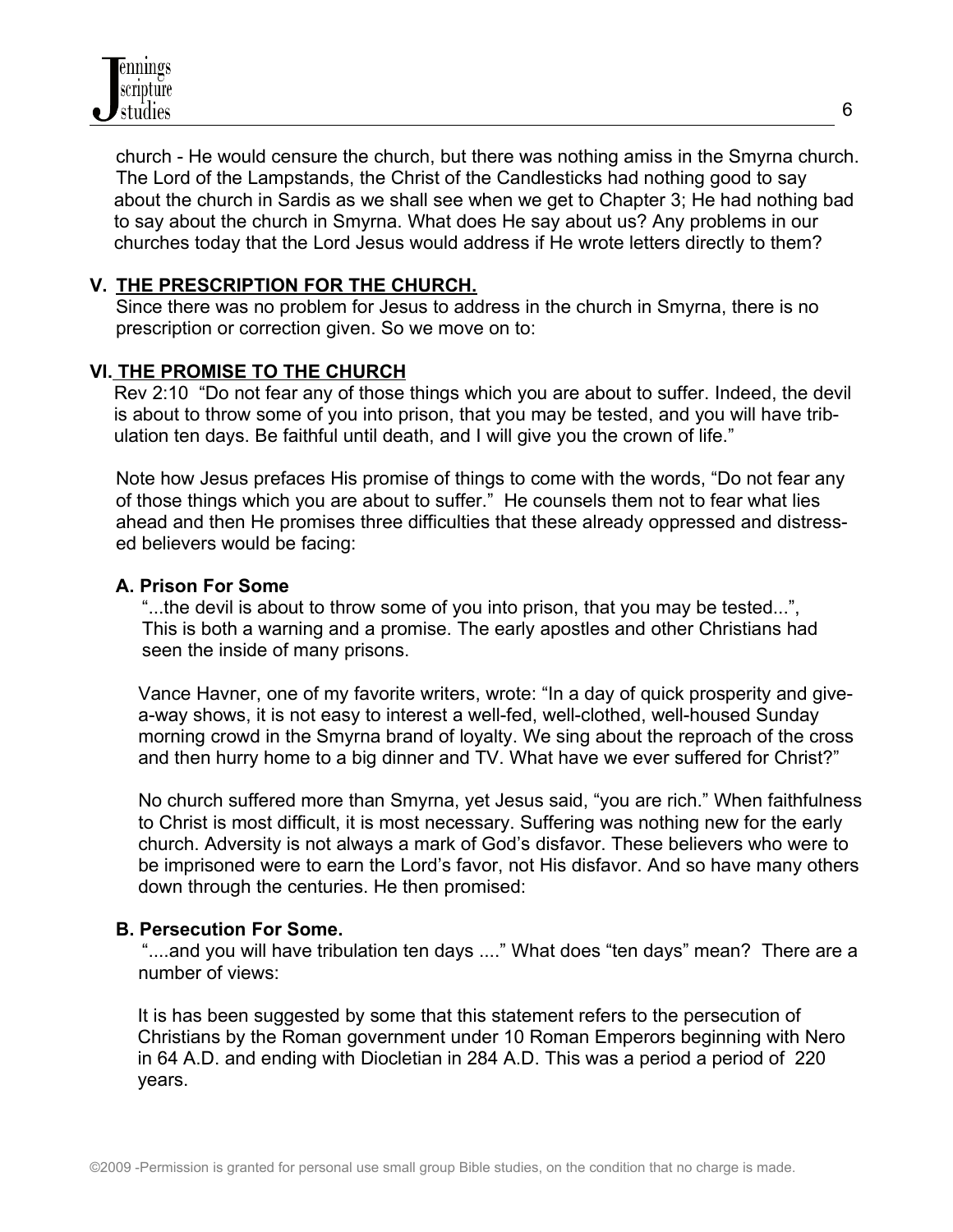church - He would censure the church, but there was nothing amiss in the Smyrna church. The Lord of the Lampstands, the Christ of the Candlesticks had nothing good to say about the church in Sardis as we shall see when we get to Chapter 3; He had nothing bad to say about the church in Smyrna. What does He say about us? Any problems in our churches today that the Lord Jesus would address if He wrote letters directly to them?

## V. THE PRESCRIPTION FOR THE CHURCH.

Since there was no problem for Jesus to address in the church in Smyrna, there is no prescription or correction given. So we move on to:

## VI. THE PROMISE TO THE CHURCH

Rev 2:10 "Do not fear any of those things which you are about to suffer. Indeed, the devil is about to throw some of you into prison, that you may be tested, and you will have tribulation ten days. Be faithful until death, and I will give you the crown of life."

Note how Jesus prefaces His promise of things to come with the words, "Do not fear any of those things which you are about to suffer." He counsels them not to fear what lies ahead and then He promises three difficulties that these already oppressed and distressed believers would be facing:

### A. Prison For Some

"...the devil is about to throw some of you into prison, that you may be tested...", This is both a warning and a promise. The early apostles and other Christians had seen the inside of many prisons.

Vance Havner, one of my favorite writers, wrote: "In a day of quick prosperity and give-a-way shows, it is not easy to interest a well-fed, well-clothed, well-housed Sunday morning crowd in the Smyrna brand of loyalty. We sing about the reproach of the cross and then hurry home to a big dinner and TV. What have we ever suffered for Christ?"

No church suffered more than Smyrna, yet Jesus said, "you are rich." When faithfulness to Christ is most difficult, it is most necessary. Suffering was nothing new for the early church. Adversity is not always a mark of God's disfavor. These believers who were to be imprisoned were to earn the Lord's favor, not His disfavor. And so have many others down through the centuries. He then promised:

### B. Persecution For Some.

"....and you will have tribulation ten days ...." What does "ten days" mean? There are a number of views:

It is has been suggested by some that this statement refers to the persecution of Christians by the Roman government under 10 Roman Emperors beginning with Nero in 64 A.D. and ending with Diocletian in 284 A.D. This was a period a period of 220 years.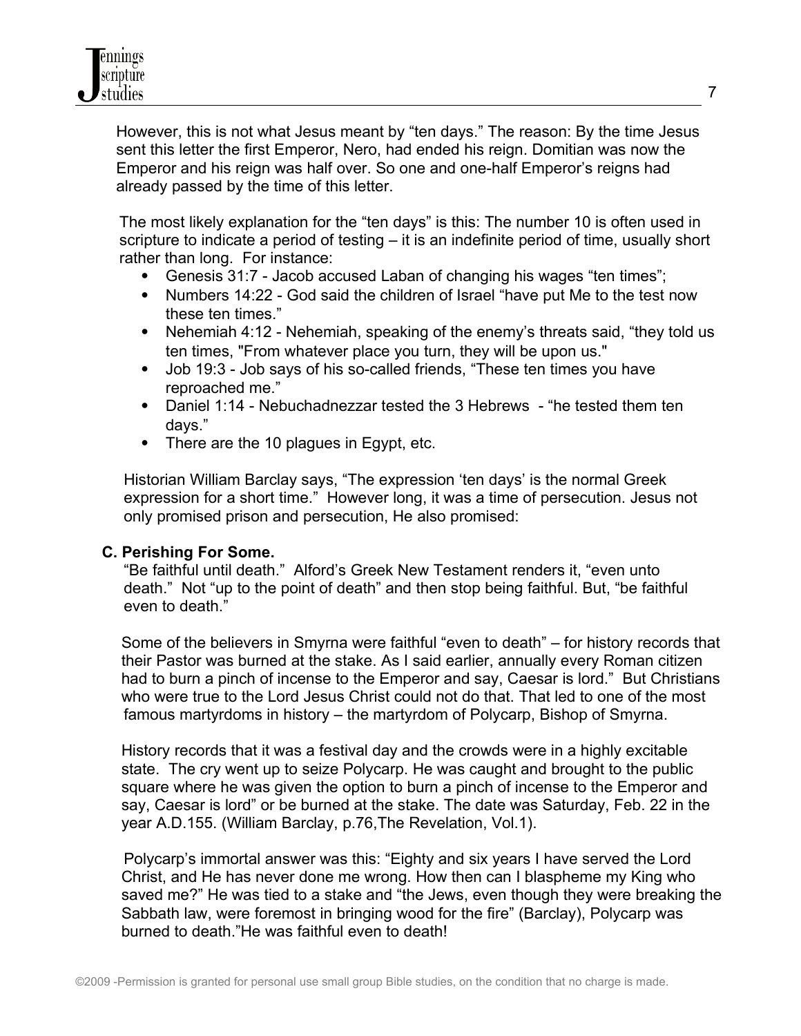However, this is not what Jesus meant by "ten days." The reason: By the time Jesus sent this letter the first Emperor, Nero, had ended his reign. Domitian was now the Emperor and his reign was half over. So one and one-half Emperor's reigns had already passed by the time of this letter.

The most likely explanation for the "ten days" is this: The number 10 is often used in scripture to indicate a period of testing – it is an indefinite period of time, usually short rather than long. For instance:

- Genesis 31:7 - Jacob accused Laban of changing his wages "ten times";
- Numbers 14:22 - God said the children of Israel "have put Me to the test now these ten times."
- Nehemiah 4:12 - Nehemiah, speaking of the enemy's threats said, "they told us ten times, "From whatever place you turn, they will be upon us."
- Job 19:3 - Job says of his so-called friends, "These ten times you have reproached me."
- Daniel 1:14 - Nebuchadnezzar tested the 3 Hebrews - "he tested them ten days."
- There are the 10 plagues in Egypt, etc.

Historian William Barclay says, "The expression 'ten days' is the normal Greek expression for a short time." However long, it was a time of persecution. Jesus not only promised prison and persecution, He also promised:

**C. Perishing For Some.**

"Be faithful until death." Alford's Greek New Testament renders it, "even unto death." Not "up to the point of death" and then stop being faithful. But, "be faithful even to death."

Some of the believers in Smyrna were faithful "even to death" – for history records that their Pastor was burned at the stake. As I said earlier, annually every Roman citizen had to burn a pinch of incense to the Emperor and say, Caesar is lord." But Christians who were true to the Lord Jesus Christ could not do that. That led to one of the most famous martyrdoms in history – the martyrdom of Polycarp, Bishop of Smyrna.

History records that it was a festival day and the crowds were in a highly excitable state. The cry went up to seize Polycarp. He was caught and brought to the public square where he was given the option to burn a pinch of incense to the Emperor and say, Caesar is lord" or be burned at the stake. The date was Saturday, Feb. 22 in the year A.D.155. (William Barclay, p.76,The Revelation, Vol.1).

Polycarp's immortal answer was this: "Eighty and six years I have served the Lord Christ, and He has never done me wrong. How then can I blaspheme my King who saved me?" He was tied to a stake and "the Jews, even though they were breaking the Sabbath law, were foremost in bringing wood for the fire" (Barclay), Polycarp was burned to death."He was faithful even to death!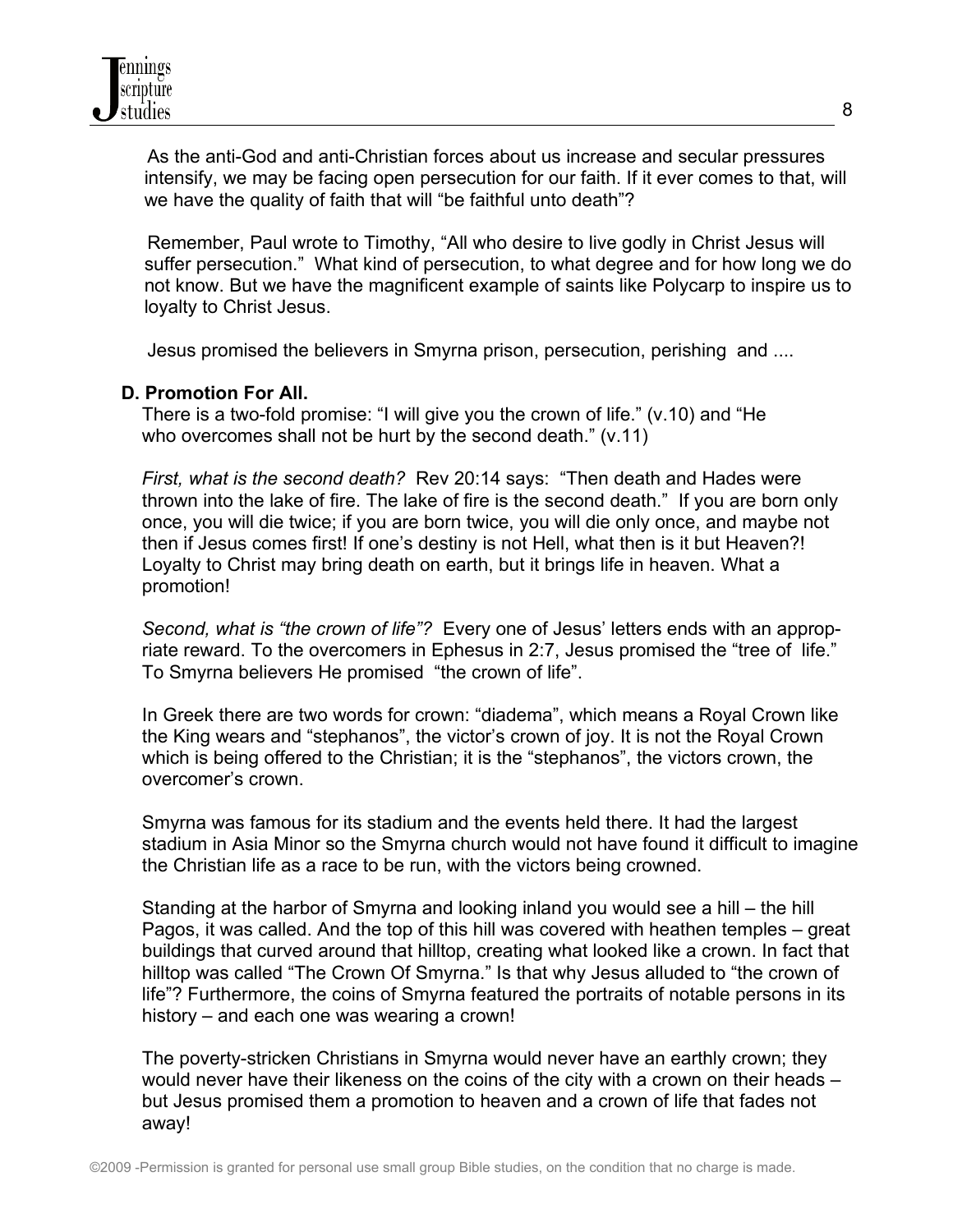As the anti-God and anti-Christian forces about us increase and secular pressures intensify, we may be facing open persecution for our faith. If it ever comes to that, will we have the quality of faith that will "be faithful unto death"?

Remember, Paul wrote to Timothy, "All who desire to live godly in Christ Jesus will suffer persecution." What kind of persecution, to what degree and for how long we do not know. But we have the magnificent example of saints like Polycarp to inspire us to loyalty to Christ Jesus.

Jesus promised the believers in Smyrna prison, persecution, perishing and ....

**D. Promotion For All.**

There is a two-fold promise: "I will give you the crown of life." (v.10) and "He who overcomes shall not be hurt by the second death." (v.11)

*First, what is the second death?* Rev 20:14 says: "Then death and Hades were thrown into the lake of fire. The lake of fire is the second death." If you are born only once, you will die twice; if you are born twice, you will die only once, and maybe not then if Jesus comes first! If one's destiny is not Hell, what then is it but Heaven?! Loyalty to Christ may bring death on earth, but it brings life in heaven. What a promotion!

*Second, what is "the crown of life"?* Every one of Jesus' letters ends with an appropriate reward. To the overcomers in Ephesus in 2:7, Jesus promised the "tree of life." To Smyrna believers He promised "the crown of life".

In Greek there are two words for crown: "diadema", which means a Royal Crown like the King wears and "stephanos", the victor's crown of joy. It is not the Royal Crown which is being offered to the Christian; it is the "stephanos", the victors crown, the overcomer's crown.

Smyrna was famous for its stadium and the events held there. It had the largest stadium in Asia Minor so the Smyrna church would not have found it difficult to imagine the Christian life as a race to be run, with the victors being crowned.

Standing at the harbor of Smyrna and looking inland you would see a hill – the hill Pagos, it was called. And the top of this hill was covered with heathen temples – great buildings that curved around that hilltop, creating what looked like a crown. In fact that hilltop was called "The Crown Of Smyrna." Is that why Jesus alluded to "the crown of life"? Furthermore, the coins of Smyrna featured the portraits of notable persons in its history – and each one was wearing a crown!

The poverty-stricken Christians in Smyrna would never have an earthly crown; they would never have their likeness on the coins of the city with a crown on their heads – but Jesus promised them a promotion to heaven and a crown of life that fades not away!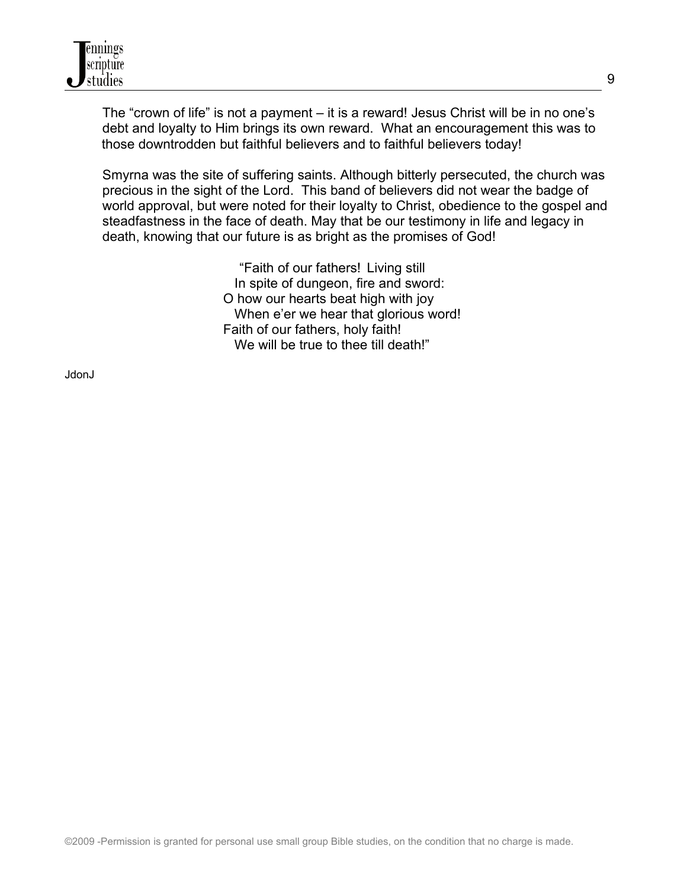The "crown of life" is not a payment – it is a reward! Jesus Christ will be in no one's debt and loyalty to Him brings its own reward. What an encouragement this was to those downtrodden but faithful believers and to faithful believers today!

Smyrna was the site of suffering saints. Although bitterly persecuted, the church was precious in the sight of the Lord. This band of believers did not wear the badge of world approval, but were noted for their loyalty to Christ, obedience to the gospel and steadfastness in the face of death. May that be our testimony in life and legacy in death, knowing that our future is as bright as the promises of God!

> "Faith of our fathers! Living still
> In spite of dungeon, fire and sword:
> O how our hearts beat high with joy
> When e'er we hear that glorious word!
> Faith of our fathers, holy faith!
> We will be true to thee till death!"

JdonJ

©2009 -Permission is granted for personal use small group Bible studies, on the condition that no charge is made.